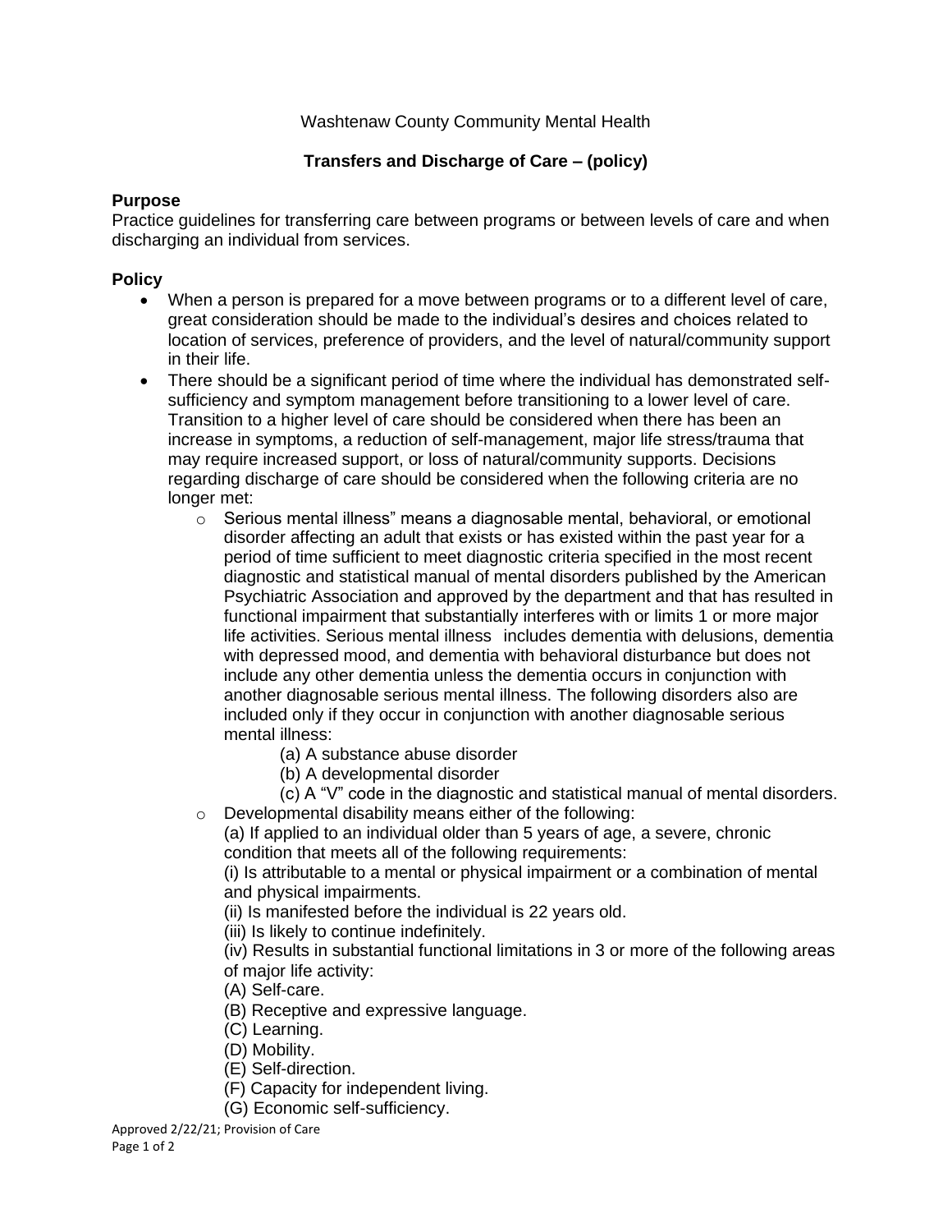Washtenaw County Community Mental Health

**Transfers and Discharge of Care – (policy)**

## Purpose

Practice guidelines for transferring care between programs or between levels of care and when discharging an individual from services.

## Policy

- When a person is prepared for a move between programs or to a different level of care, great consideration should be made to the individual's desires and choices related to location of services, preference of providers, and the level of natural/community support in their life.
- There should be a significant period of time where the individual has demonstrated self-sufficiency and symptom management before transitioning to a lower level of care. Transition to a higher level of care should be considered when there has been an increase in symptoms, a reduction of self-management, major life stress/trauma that may require increased support, or loss of natural/community supports. Decisions regarding discharge of care should be considered when the following criteria are no longer met:
    - Serious mental illness" means a diagnosable mental, behavioral, or emotional disorder affecting an adult that exists or has existed within the past year for a period of time sufficient to meet diagnostic criteria specified in the most recent diagnostic and statistical manual of mental disorders published by the American Psychiatric Association and approved by the department and that has resulted in functional impairment that substantially interferes with or limits 1 or more major life activities. Serious mental illness includes dementia with delusions, dementia with depressed mood, and dementia with behavioral disturbance but does not include any other dementia unless the dementia occurs in conjunction with another diagnosable serious mental illness. The following disorders also are included only if they occur in conjunction with another diagnosable serious mental illness:

        (a) A substance abuse disorder

        (b) A developmental disorder

        (c) A "V" code in the diagnostic and statistical manual of mental disorders.
    - Developmental disability means either of the following:

        (a) If applied to an individual older than 5 years of age, a severe, chronic condition that meets all of the following requirements:

        (i) Is attributable to a mental or physical impairment or a combination of mental and physical impairments.

        (ii) Is manifested before the individual is 22 years old.

        (iii) Is likely to continue indefinitely.

        (iv) Results in substantial functional limitations in 3 or more of the following areas of major life activity:

        (A) Self-care.

        (B) Receptive and expressive language.

        (C) Learning.

        (D) Mobility.

        (E) Self-direction.

        (F) Capacity for independent living.

        (G) Economic self-sufficiency.

Approved 2/22/21; Provision of Care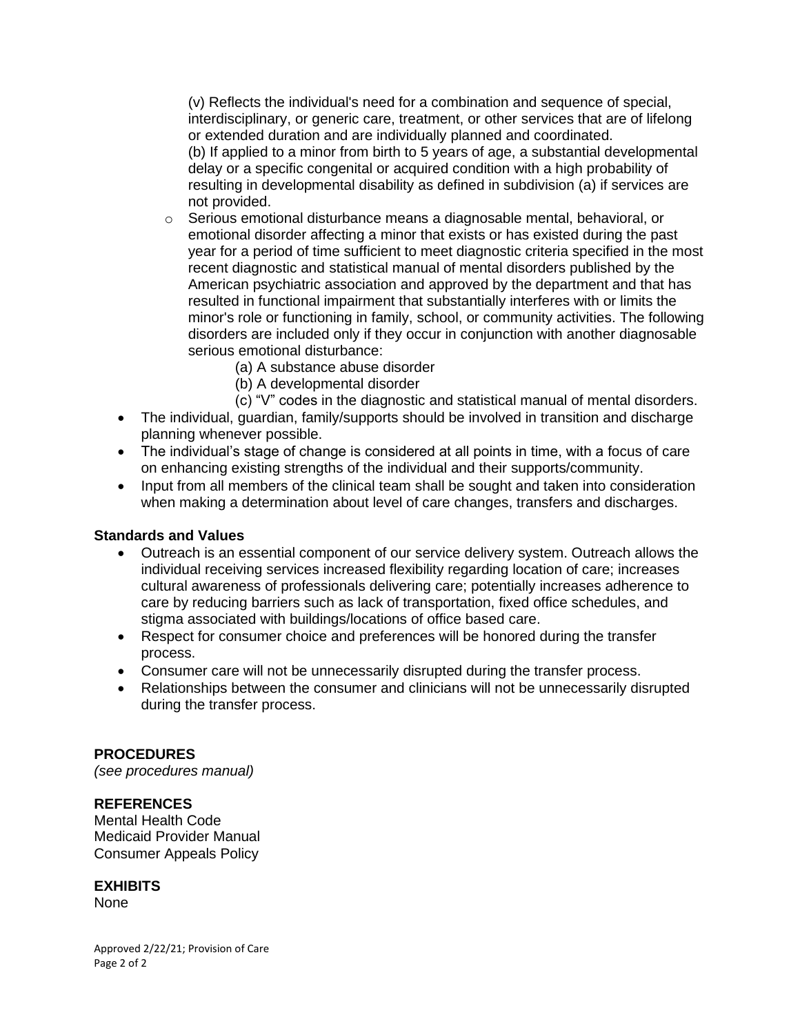(v) Reflects the individual's need for a combination and sequence of special, interdisciplinary, or generic care, treatment, or other services that are of lifelong or extended duration and are individually planned and coordinated.
(b) If applied to a minor from birth to 5 years of age, a substantial developmental delay or a specific congenital or acquired condition with a high probability of resulting in developmental disability as defined in subdivision (a) if services are not provided.

- Serious emotional disturbance means a diagnosable mental, behavioral, or emotional disorder affecting a minor that exists or has existed during the past year for a period of time sufficient to meet diagnostic criteria specified in the most recent diagnostic and statistical manual of mental disorders published by the American psychiatric association and approved by the department and that has resulted in functional impairment that substantially interferes with or limits the minor's role or functioning in family, school, or community activities. The following disorders are included only if they occur in conjunction with another diagnosable serious emotional disturbance:
  (a) A substance abuse disorder
  (b) A developmental disorder
  (c) "V" codes in the diagnostic and statistical manual of mental disorders.

- The individual, guardian, family/supports should be involved in transition and discharge planning whenever possible.
- The individual's stage of change is considered at all points in time, with a focus of care on enhancing existing strengths of the individual and their supports/community.
- Input from all members of the clinical team shall be sought and taken into consideration when making a determination about level of care changes, transfers and discharges.

**Standards and Values**

- Outreach is an essential component of our service delivery system. Outreach allows the individual receiving services increased flexibility regarding location of care; increases cultural awareness of professionals delivering care; potentially increases adherence to care by reducing barriers such as lack of transportation, fixed office schedules, and stigma associated with buildings/locations of office based care.
- Respect for consumer choice and preferences will be honored during the transfer process.
- Consumer care will not be unnecessarily disrupted during the transfer process.
- Relationships between the consumer and clinicians will not be unnecessarily disrupted during the transfer process.

## PROCEDURES

*(see procedures manual)*

## REFERENCES

Mental Health Code
Medicaid Provider Manual
Consumer Appeals Policy

## EXHIBITS

None

Approved 2/22/21; Provision of Care